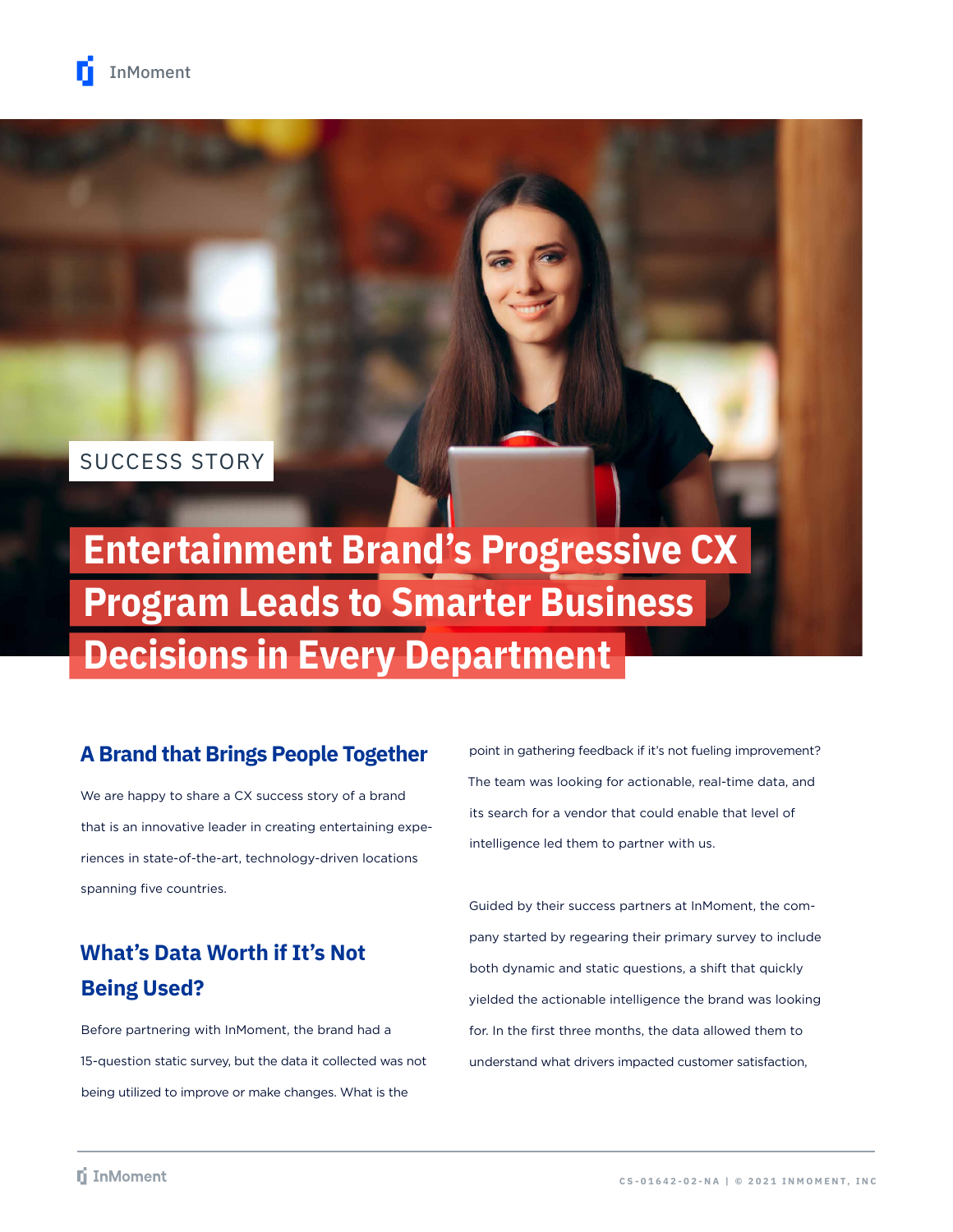SUCCESS STORY

# Entertainment Brand's Progressive CX Program Leads to Smarter Business Decisions in Every Department

## A Brand that Brings People Together

We are happy to share a CX success story of a brand that is an innovative leader in creating entertaining experiences in state-of-the-art, technology-driven locations spanning five countries.

## What's Data Worth if It's Not Being Used?

Before partnering with InMoment, the brand had a 15-question static survey, but the data it collected was not being utilized to improve or make changes. What is the point in gathering feedback if it's not fueling improvement? The team was looking for actionable, real-time data, and its search for a vendor that could enable that level of intelligence led them to partner with us.

Guided by their success partners at InMoment, the company started by regearing their primary survey to include both dynamic and static questions, a shift that quickly yielded the actionable intelligence the brand was looking for. In the first three months, the data allowed them to understand what drivers impacted customer satisfaction,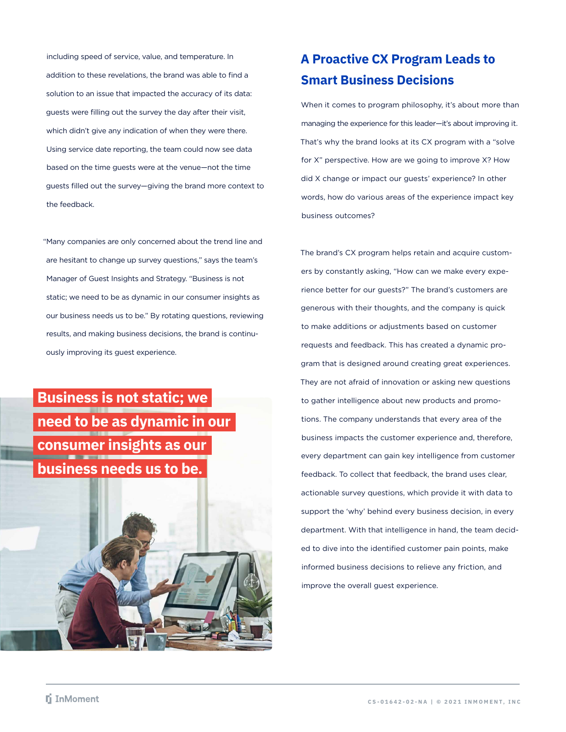including speed of service, value, and temperature. In addition to these revelations, the brand was able to find a solution to an issue that impacted the accuracy of its data: guests were filling out the survey the day after their visit, which didn't give any indication of when they were there. Using service date reporting, the team could now see data based on the time guests were at the venue—not the time guests filled out the survey—giving the brand more context to the feedback.

"Many companies are only concerned about the trend line and are hesitant to change up survey questions," says the team's Manager of Guest Insights and Strategy. "Business is not static; we need to be as dynamic in our consumer insights as our business needs us to be." By rotating questions, reviewing results, and making business decisions, the brand is continuously improving its guest experience.

**Business is not static; we need to be as dynamic in our consumer insights as our business needs us to be.**

## A Proactive CX Program Leads to Smart Business Decisions

When it comes to program philosophy, it's about more than managing the experience for this leader—it's about improving it. That's why the brand looks at its CX program with a "solve for X" perspective. How are we going to improve X? How did X change or impact our guests' experience? In other words, how do various areas of the experience impact key business outcomes?

The brand's CX program helps retain and acquire customers by constantly asking, "How can we make every experience better for our guests?" The brand's customers are generous with their thoughts, and the company is quick to make additions or adjustments based on customer requests and feedback. This has created a dynamic program that is designed around creating great experiences. They are not afraid of innovation or asking new questions to gather intelligence about new products and promotions. The company understands that every area of the business impacts the customer experience and, therefore, every department can gain key intelligence from customer feedback. To collect that feedback, the brand uses clear, actionable survey questions, which provide it with data to support the 'why' behind every business decision, in every department. With that intelligence in hand, the team decided to dive into the identified customer pain points, make informed business decisions to relieve any friction, and improve the overall guest experience.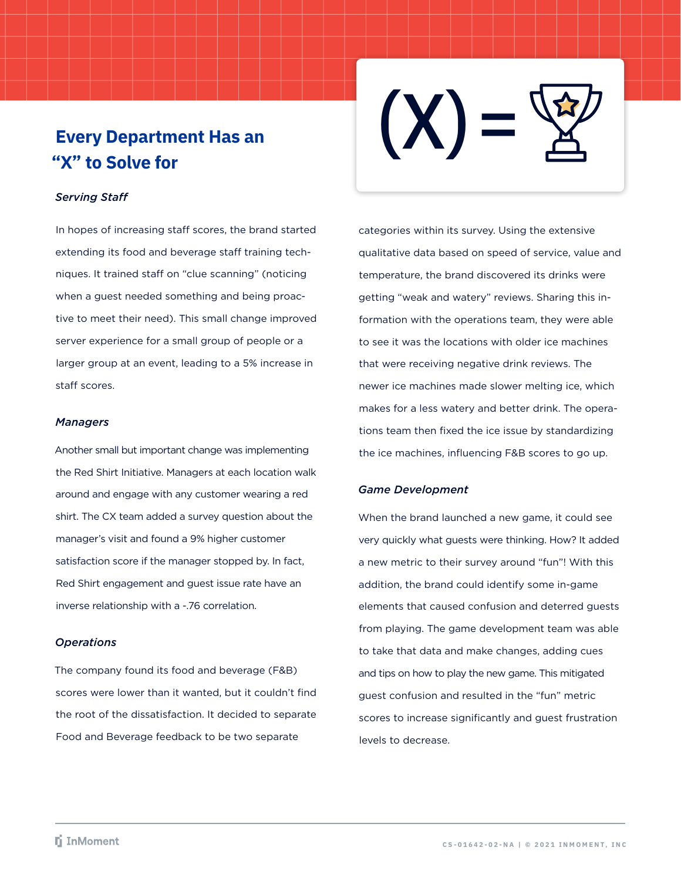## Every Department Has an "X" to Solve for

### *Serving Staff*

In hopes of increasing staff scores, the brand started extending its food and beverage staff training techniques. It trained staff on "clue scanning" (noticing when a guest needed something and being proactive to meet their need). This small change improved server experience for a small group of people or a larger group at an event, leading to a 5% increase in staff scores.

### *Managers*

Another small but important change was implementing the Red Shirt Initiative. Managers at each location walk around and engage with any customer wearing a red shirt. The CX team added a survey question about the manager's visit and found a 9% higher customer satisfaction score if the manager stopped by. In fact, Red Shirt engagement and guest issue rate have an inverse relationship with a -.76 correlation.

### *Operations*

The company found its food and beverage (F&B) scores were lower than it wanted, but it couldn't find the root of the dissatisfaction. It decided to separate Food and Beverage feedback to be two separate categories within its survey. Using the extensive qualitative data based on speed of service, value and temperature, the brand discovered its drinks were getting "weak and watery" reviews. Sharing this information with the operations team, they were able to see it was the locations with older ice machines that were receiving negative drink reviews. The newer ice machines made slower melting ice, which makes for a less watery and better drink. The operations team then fixed the ice issue by standardizing the ice machines, influencing F&B scores to go up.

### *Game Development*

When the brand launched a new game, it could see very quickly what guests were thinking. How? It added a new metric to their survey around "fun"! With this addition, the brand could identify some in-game elements that caused confusion and deterred guests from playing. The game development team was able to take that data and make changes, adding cues and tips on how to play the new game. This mitigated guest confusion and resulted in the "fun" metric scores to increase significantly and guest frustration levels to decrease.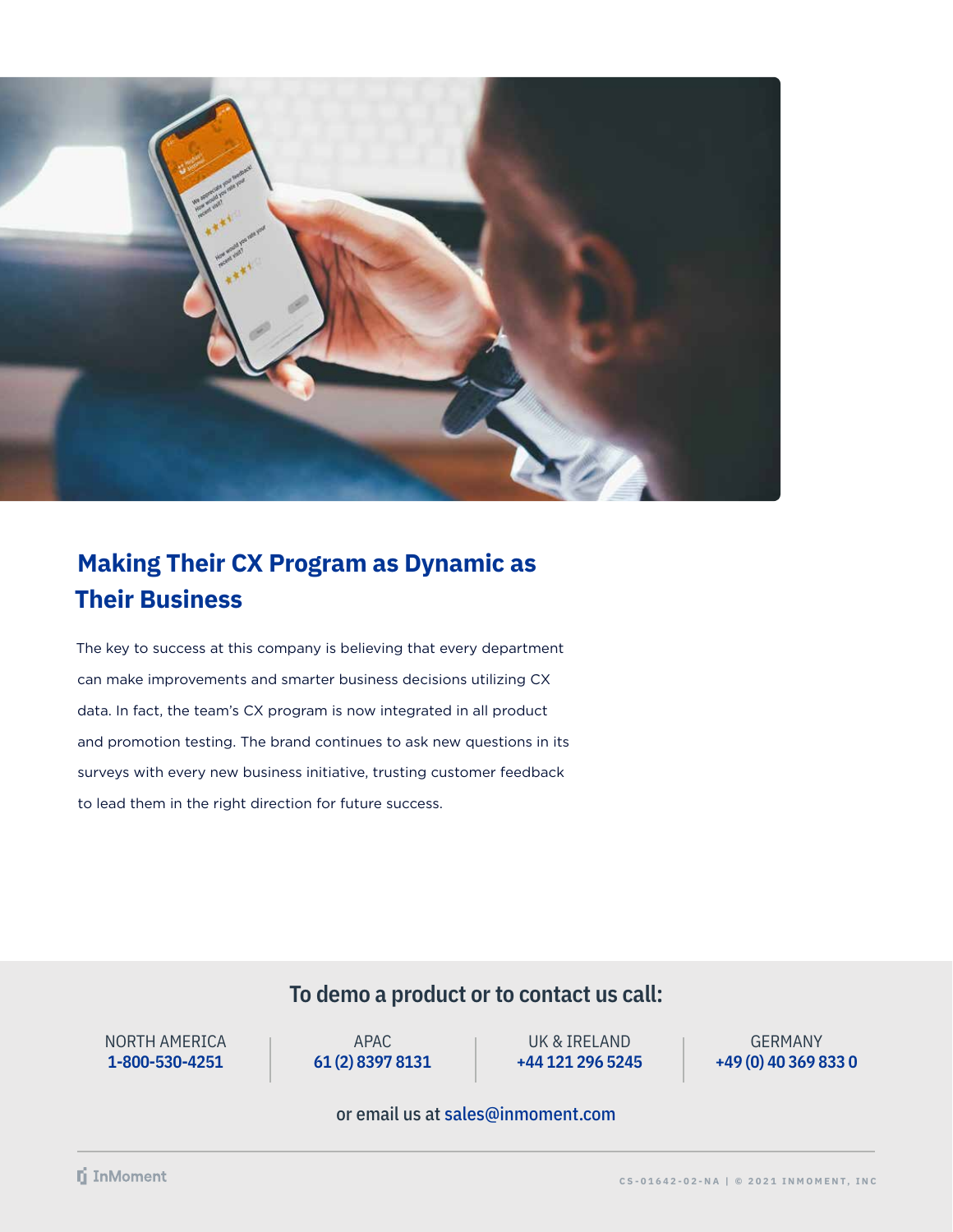## Making Their CX Program as Dynamic as Their Business

The key to success at this company is believing that every department can make improvements and smarter business decisions utilizing CX data. In fact, the team's CX program is now integrated in all product and promotion testing. The brand continues to ask new questions in its surveys with every new business initiative, trusting customer feedback to lead them in the right direction for future success.

### To demo a product or to contact us call:

NORTH AMERICA
**1-800-530-4251**

APAC
**61 (2) 8397 8131**

UK & IRELAND
**+44 121 296 5245**

GERMANY
**+49 (0) 40 369 833 0**

or email us at sales@inmoment.com

InMoment

CS-01642-02-NA | © 2021 INMOMENT, INC